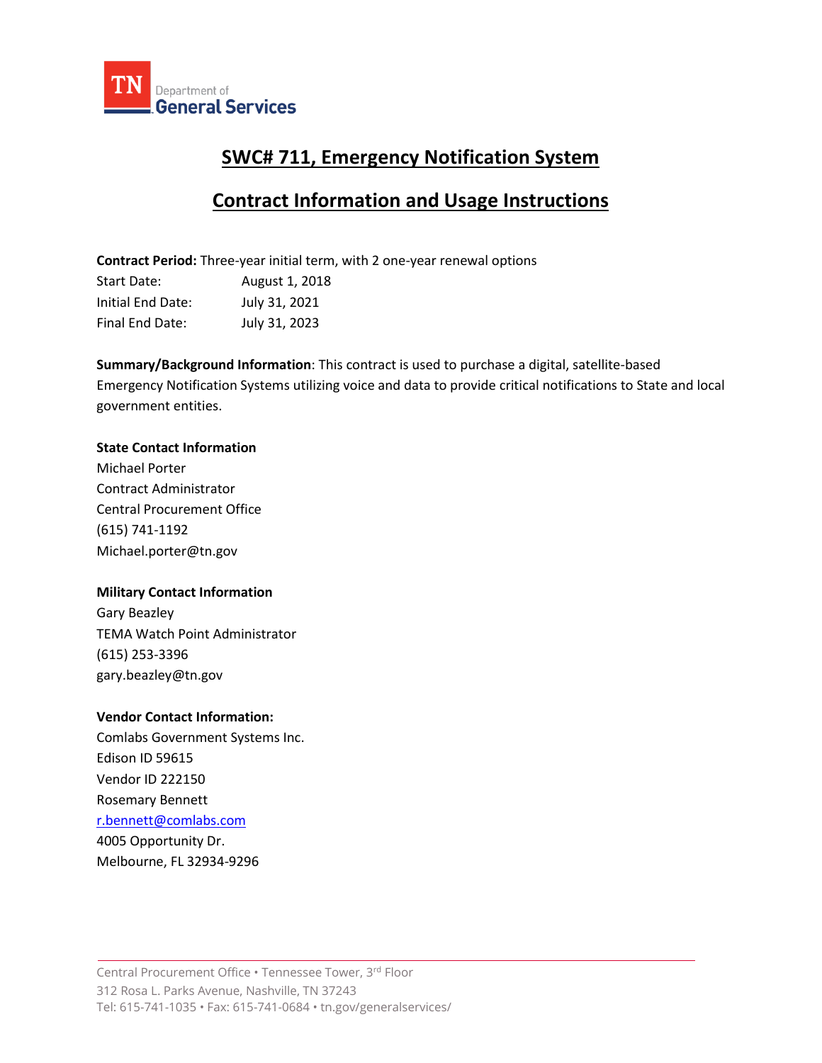TN Department of General Services

# SWC# 711, Emergency Notification System

## Contract Information and Usage Instructions

**Contract Period:** Three-year initial term, with 2 one-year renewal options

| | |
|---|---|
| Start Date: | August 1, 2018 |
| Initial End Date: | July 31, 2021 |
| Final End Date: | July 31, 2023 |

**Summary/Background Information**: This contract is used to purchase a digital, satellite-based Emergency Notification Systems utilizing voice and data to provide critical notifications to State and local government entities.

**State Contact Information**
Michael Porter
Contract Administrator
Central Procurement Office
(615) 741-1192
Michael.porter@tn.gov

**Military Contact Information**
Gary Beazley
TEMA Watch Point Administrator
(615) 253-3396
gary.beazley@tn.gov

**Vendor Contact Information:**
Comlabs Government Systems Inc.
Edison ID 59615
Vendor ID 222150
Rosemary Bennett
r.bennett@comlabs.com
4005 Opportunity Dr.
Melbourne, FL 32934-9296

Central Procurement Office • Tennessee Tower, 3rd Floor
312 Rosa L. Parks Avenue, Nashville, TN 37243
Tel: 615-741-1035 • Fax: 615-741-0684 • tn.gov/generalservices/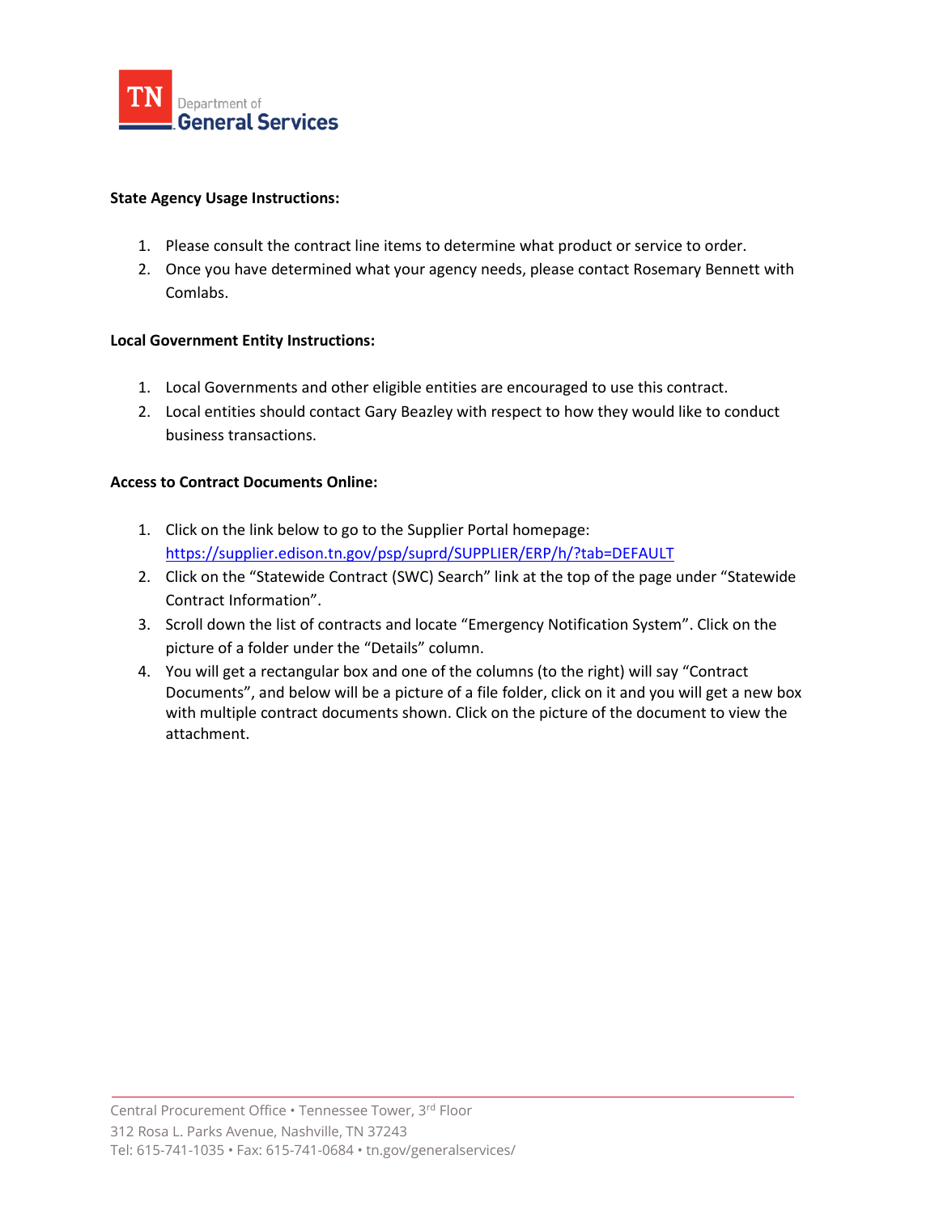TN Department of General Services

**State Agency Usage Instructions:**

1. Please consult the contract line items to determine what product or service to order.
2. Once you have determined what your agency needs, please contact Rosemary Bennett with Comlabs.

**Local Government Entity Instructions:**

1. Local Governments and other eligible entities are encouraged to use this contract.
2. Local entities should contact Gary Beazley with respect to how they would like to conduct business transactions.

**Access to Contract Documents Online:**

1. Click on the link below to go to the Supplier Portal homepage: https://supplier.edison.tn.gov/psp/suprd/SUPPLIER/ERP/h/?tab=DEFAULT
2. Click on the "Statewide Contract (SWC) Search" link at the top of the page under "Statewide Contract Information".
3. Scroll down the list of contracts and locate "Emergency Notification System". Click on the picture of a folder under the "Details" column.
4. You will get a rectangular box and one of the columns (to the right) will say "Contract Documents", and below will be a picture of a file folder, click on it and you will get a new box with multiple contract documents shown. Click on the picture of the document to view the attachment.

Central Procurement Office • Tennessee Tower, 3rd Floor
312 Rosa L. Parks Avenue, Nashville, TN 37243
Tel: 615-741-1035 • Fax: 615-741-0684 • tn.gov/generalservices/